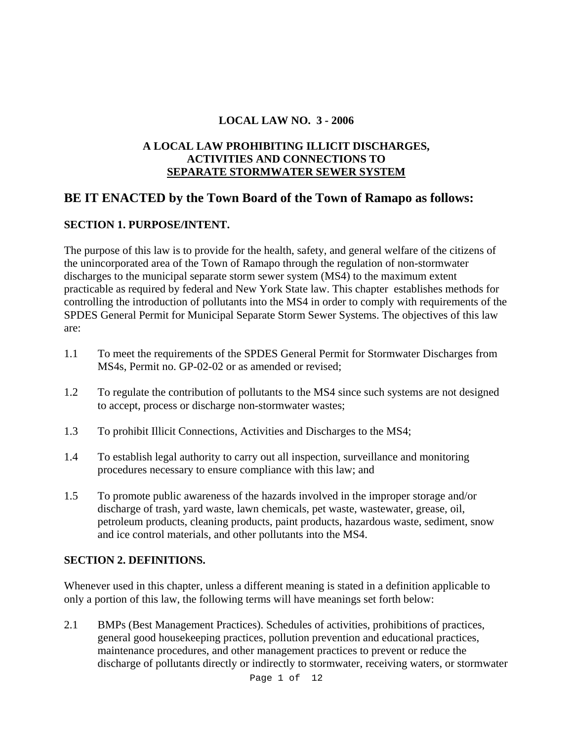**LOCAL LAW NO. 3 - 2006**

**A LOCAL LAW PROHIBITING ILLICIT DISCHARGES, ACTIVITIES AND CONNECTIONS TO SEPARATE STORMWATER SEWER SYSTEM**

## BE IT ENACTED by the Town Board of the Town of Ramapo as follows:

### SECTION 1. PURPOSE/INTENT.

The purpose of this law is to provide for the health, safety, and general welfare of the citizens of the unincorporated area of the Town of Ramapo through the regulation of non-stormwater discharges to the municipal separate storm sewer system (MS4) to the maximum extent practicable as required by federal and New York State law. This chapter establishes methods for controlling the introduction of pollutants into the MS4 in order to comply with requirements of the SPDES General Permit for Municipal Separate Storm Sewer Systems. The objectives of this law are:

1.1 To meet the requirements of the SPDES General Permit for Stormwater Discharges from MS4s, Permit no. GP-02-02 or as amended or revised;

1.2 To regulate the contribution of pollutants to the MS4 since such systems are not designed to accept, process or discharge non-stormwater wastes;

1.3 To prohibit Illicit Connections, Activities and Discharges to the MS4;

1.4 To establish legal authority to carry out all inspection, surveillance and monitoring procedures necessary to ensure compliance with this law; and

1.5 To promote public awareness of the hazards involved in the improper storage and/or discharge of trash, yard waste, lawn chemicals, pet waste, wastewater, grease, oil, petroleum products, cleaning products, paint products, hazardous waste, sediment, snow and ice control materials, and other pollutants into the MS4.

### SECTION 2. DEFINITIONS.

Whenever used in this chapter, unless a different meaning is stated in a definition applicable to only a portion of this law, the following terms will have meanings set forth below:

2.1 BMPs (Best Management Practices). Schedules of activities, prohibitions of practices, general good housekeeping practices, pollution prevention and educational practices, maintenance procedures, and other management practices to prevent or reduce the discharge of pollutants directly or indirectly to stormwater, receiving waters, or stormwater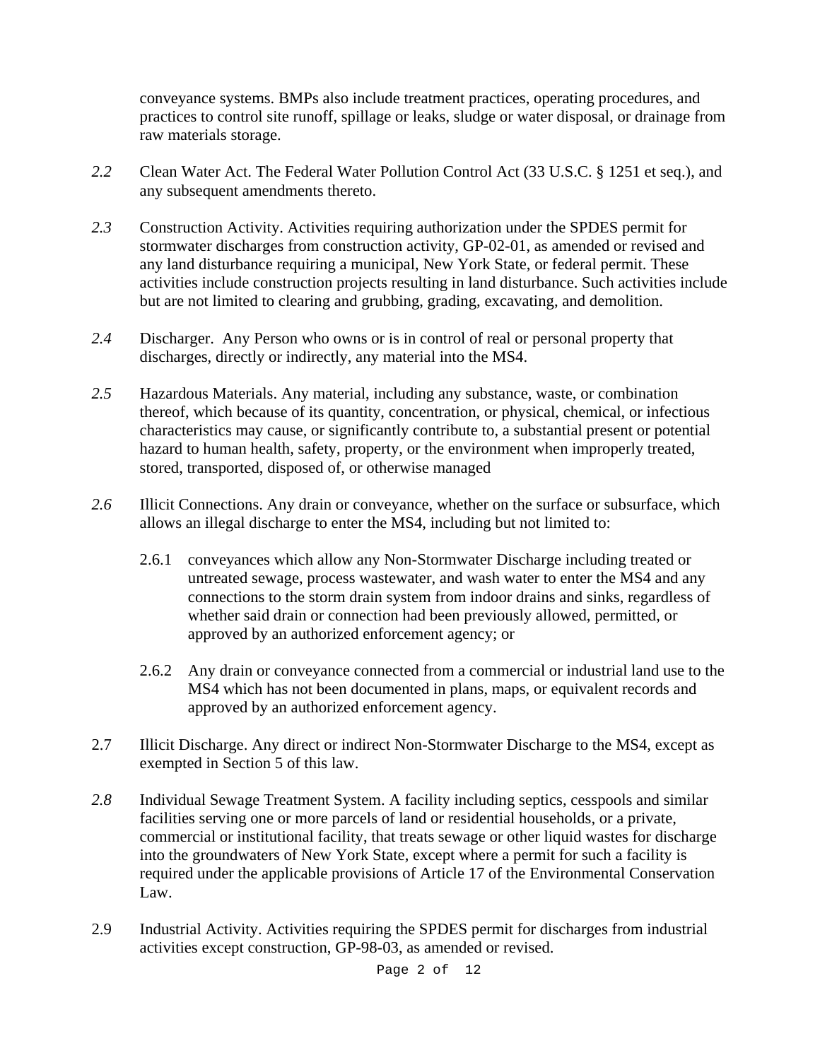conveyance systems. BMPs also include treatment practices, operating procedures, and practices to control site runoff, spillage or leaks, sludge or water disposal, or drainage from raw materials storage.

*2.2* Clean Water Act. The Federal Water Pollution Control Act (33 U.S.C. § 1251 et seq.), and any subsequent amendments thereto.

*2.3* Construction Activity. Activities requiring authorization under the SPDES permit for stormwater discharges from construction activity, GP-02-01, as amended or revised and any land disturbance requiring a municipal, New York State, or federal permit. These activities include construction projects resulting in land disturbance. Such activities include but are not limited to clearing and grubbing, grading, excavating, and demolition.

*2.4* Discharger. Any Person who owns or is in control of real or personal property that discharges, directly or indirectly, any material into the MS4.

*2.5* Hazardous Materials. Any material, including any substance, waste, or combination thereof, which because of its quantity, concentration, or physical, chemical, or infectious characteristics may cause, or significantly contribute to, a substantial present or potential hazard to human health, safety, property, or the environment when improperly treated, stored, transported, disposed of, or otherwise managed

*2.6* Illicit Connections. Any drain or conveyance, whether on the surface or subsurface, which allows an illegal discharge to enter the MS4, including but not limited to:

2.6.1 conveyances which allow any Non-Stormwater Discharge including treated or untreated sewage, process wastewater, and wash water to enter the MS4 and any connections to the storm drain system from indoor drains and sinks, regardless of whether said drain or connection had been previously allowed, permitted, or approved by an authorized enforcement agency; or

2.6.2 Any drain or conveyance connected from a commercial or industrial land use to the MS4 which has not been documented in plans, maps, or equivalent records and approved by an authorized enforcement agency.

2.7 Illicit Discharge. Any direct or indirect Non-Stormwater Discharge to the MS4, except as exempted in Section 5 of this law.

*2.8* Individual Sewage Treatment System. A facility including septics, cesspools and similar facilities serving one or more parcels of land or residential households, or a private, commercial or institutional facility, that treats sewage or other liquid wastes for discharge into the groundwaters of New York State, except where a permit for such a facility is required under the applicable provisions of Article 17 of the Environmental Conservation Law.

2.9 Industrial Activity. Activities requiring the SPDES permit for discharges from industrial activities except construction, GP-98-03, as amended or revised.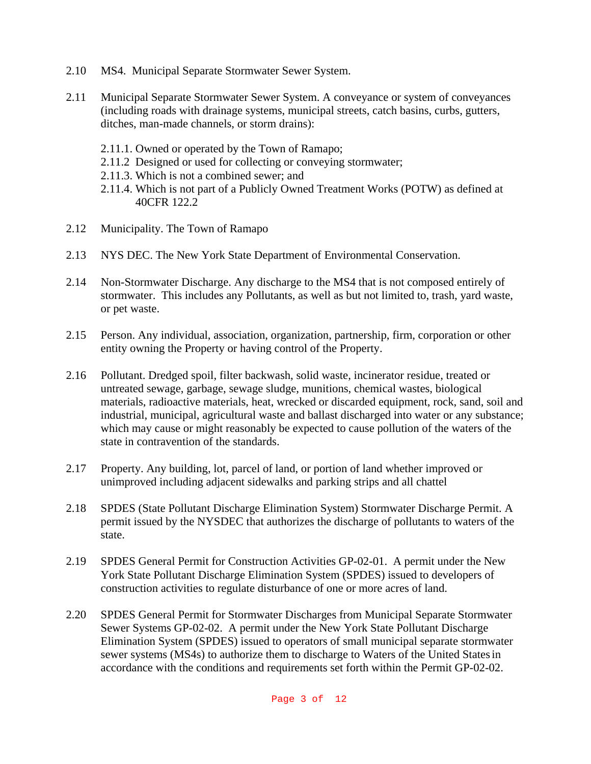2.10 MS4. Municipal Separate Stormwater Sewer System.

2.11 Municipal Separate Stormwater Sewer System. A conveyance or system of conveyances (including roads with drainage systems, municipal streets, catch basins, curbs, gutters, ditches, man-made channels, or storm drains):

  2.11.1. Owned or operated by the Town of Ramapo;
  2.11.2 Designed or used for collecting or conveying stormwater;
  2.11.3. Which is not a combined sewer; and
  2.11.4. Which is not part of a Publicly Owned Treatment Works (POTW) as defined at 40CFR 122.2

2.12 Municipality. The Town of Ramapo

2.13 NYS DEC. The New York State Department of Environmental Conservation.

2.14 Non-Stormwater Discharge. Any discharge to the MS4 that is not composed entirely of stormwater. This includes any Pollutants, as well as but not limited to, trash, yard waste, or pet waste.

2.15 Person. Any individual, association, organization, partnership, firm, corporation or other entity owning the Property or having control of the Property.

2.16 Pollutant. Dredged spoil, filter backwash, solid waste, incinerator residue, treated or untreated sewage, garbage, sewage sludge, munitions, chemical wastes, biological materials, radioactive materials, heat, wrecked or discarded equipment, rock, sand, soil and industrial, municipal, agricultural waste and ballast discharged into water or any substance; which may cause or might reasonably be expected to cause pollution of the waters of the state in contravention of the standards.

2.17 Property. Any building, lot, parcel of land, or portion of land whether improved or unimproved including adjacent sidewalks and parking strips and all chattel

2.18 SPDES (State Pollutant Discharge Elimination System) Stormwater Discharge Permit. A permit issued by the NYSDEC that authorizes the discharge of pollutants to waters of the state.

2.19 SPDES General Permit for Construction Activities GP-02-01. A permit under the New York State Pollutant Discharge Elimination System (SPDES) issued to developers of construction activities to regulate disturbance of one or more acres of land.

2.20 SPDES General Permit for Stormwater Discharges from Municipal Separate Stormwater Sewer Systems GP-02-02. A permit under the New York State Pollutant Discharge Elimination System (SPDES) issued to operators of small municipal separate stormwater sewer systems (MS4s) to authorize them to discharge to Waters of the United States in accordance with the conditions and requirements set forth within the Permit GP-02-02.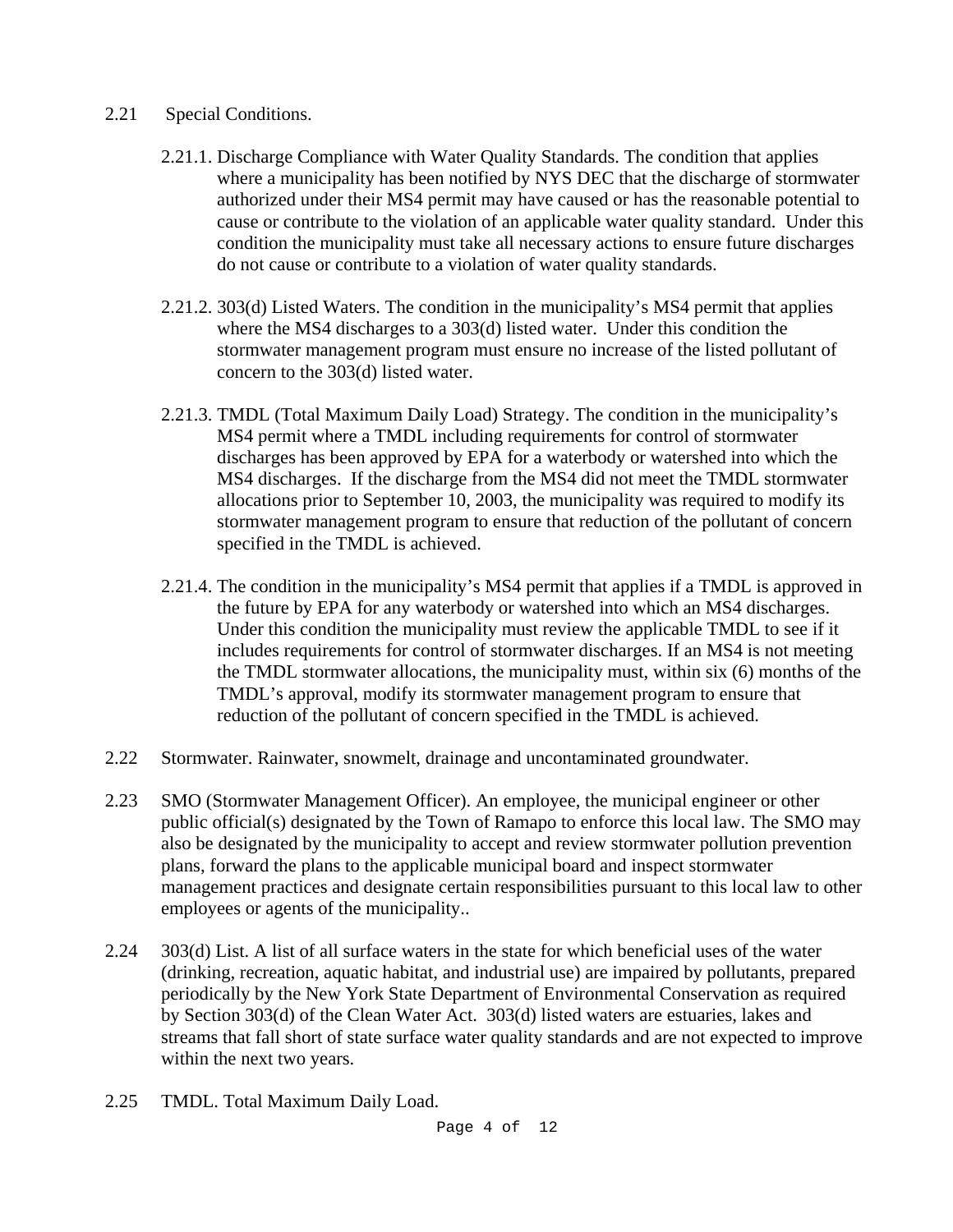2.21 Special Conditions.

2.21.1. Discharge Compliance with Water Quality Standards. The condition that applies where a municipality has been notified by NYS DEC that the discharge of stormwater authorized under their MS4 permit may have caused or has the reasonable potential to cause or contribute to the violation of an applicable water quality standard. Under this condition the municipality must take all necessary actions to ensure future discharges do not cause or contribute to a violation of water quality standards.

2.21.2. 303(d) Listed Waters. The condition in the municipality's MS4 permit that applies where the MS4 discharges to a 303(d) listed water. Under this condition the stormwater management program must ensure no increase of the listed pollutant of concern to the 303(d) listed water.

2.21.3. TMDL (Total Maximum Daily Load) Strategy. The condition in the municipality's MS4 permit where a TMDL including requirements for control of stormwater discharges has been approved by EPA for a waterbody or watershed into which the MS4 discharges. If the discharge from the MS4 did not meet the TMDL stormwater allocations prior to September 10, 2003, the municipality was required to modify its stormwater management program to ensure that reduction of the pollutant of concern specified in the TMDL is achieved.

2.21.4. The condition in the municipality's MS4 permit that applies if a TMDL is approved in the future by EPA for any waterbody or watershed into which an MS4 discharges. Under this condition the municipality must review the applicable TMDL to see if it includes requirements for control of stormwater discharges. If an MS4 is not meeting the TMDL stormwater allocations, the municipality must, within six (6) months of the TMDL's approval, modify its stormwater management program to ensure that reduction of the pollutant of concern specified in the TMDL is achieved.

2.22 Stormwater. Rainwater, snowmelt, drainage and uncontaminated groundwater.

2.23 SMO (Stormwater Management Officer). An employee, the municipal engineer or other public official(s) designated by the Town of Ramapo to enforce this local law. The SMO may also be designated by the municipality to accept and review stormwater pollution prevention plans, forward the plans to the applicable municipal board and inspect stormwater management practices and designate certain responsibilities pursuant to this local law to other employees or agents of the municipality..

2.24 303(d) List. A list of all surface waters in the state for which beneficial uses of the water (drinking, recreation, aquatic habitat, and industrial use) are impaired by pollutants, prepared periodically by the New York State Department of Environmental Conservation as required by Section 303(d) of the Clean Water Act. 303(d) listed waters are estuaries, lakes and streams that fall short of state surface water quality standards and are not expected to improve within the next two years.

2.25 TMDL. Total Maximum Daily Load.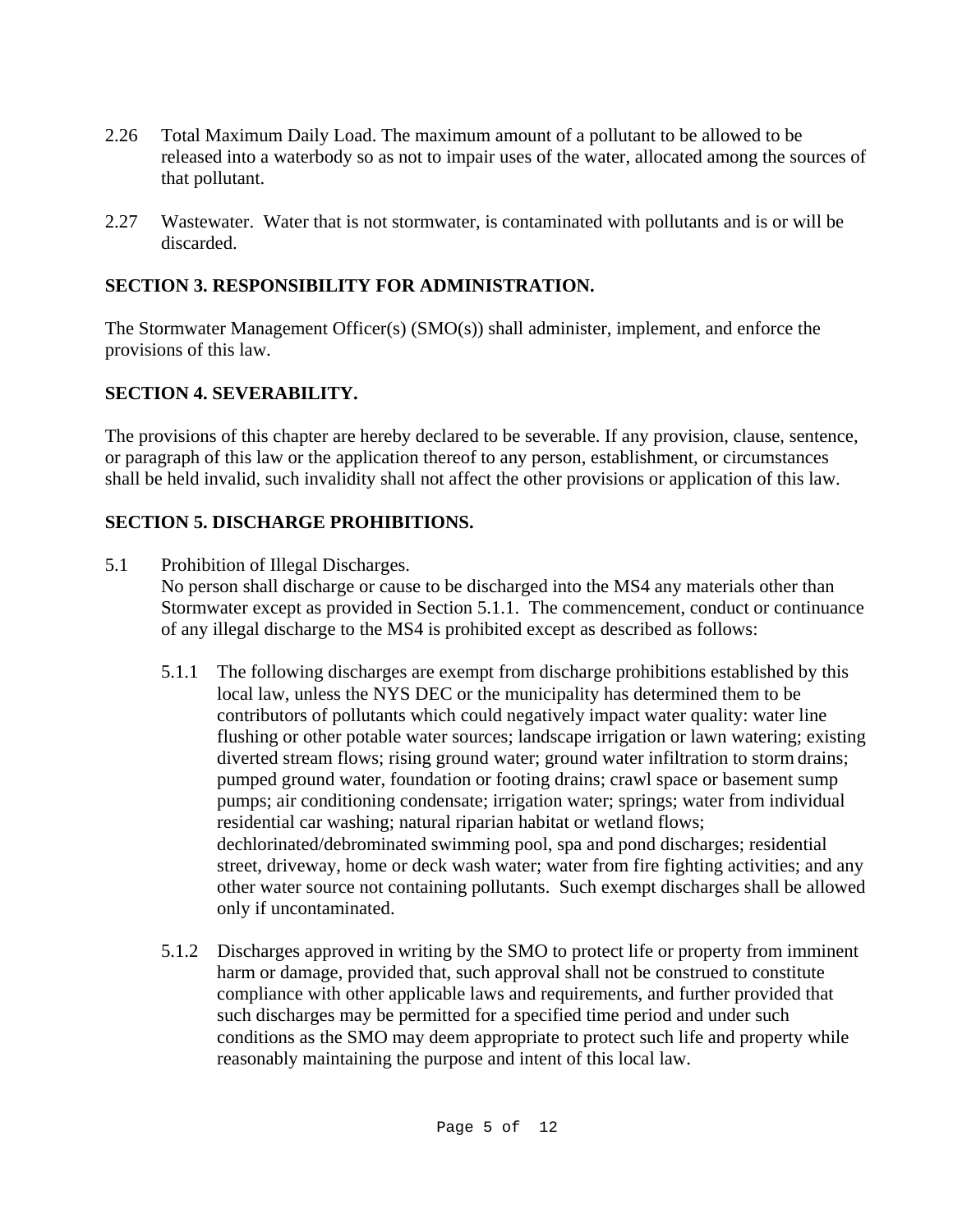2.26 Total Maximum Daily Load. The maximum amount of a pollutant to be allowed to be released into a waterbody so as not to impair uses of the water, allocated among the sources of that pollutant.

2.27 Wastewater. Water that is not stormwater, is contaminated with pollutants and is or will be discarded.

## SECTION 3. RESPONSIBILITY FOR ADMINISTRATION.

The Stormwater Management Officer(s) (SMO(s)) shall administer, implement, and enforce the provisions of this law.

## SECTION 4. SEVERABILITY.

The provisions of this chapter are hereby declared to be severable. If any provision, clause, sentence, or paragraph of this law or the application thereof to any person, establishment, or circumstances shall be held invalid, such invalidity shall not affect the other provisions or application of this law.

## SECTION 5. DISCHARGE PROHIBITIONS.

5.1 Prohibition of Illegal Discharges.
No person shall discharge or cause to be discharged into the MS4 any materials other than Stormwater except as provided in Section 5.1.1. The commencement, conduct or continuance of any illegal discharge to the MS4 is prohibited except as described as follows:

5.1.1 The following discharges are exempt from discharge prohibitions established by this local law, unless the NYS DEC or the municipality has determined them to be contributors of pollutants which could negatively impact water quality: water line flushing or other potable water sources; landscape irrigation or lawn watering; existing diverted stream flows; rising ground water; ground water infiltration to storm drains; pumped ground water, foundation or footing drains; crawl space or basement sump pumps; air conditioning condensate; irrigation water; springs; water from individual residential car washing; natural riparian habitat or wetland flows; dechlorinated/debrominated swimming pool, spa and pond discharges; residential street, driveway, home or deck wash water; water from fire fighting activities; and any other water source not containing pollutants. Such exempt discharges shall be allowed only if uncontaminated.

5.1.2 Discharges approved in writing by the SMO to protect life or property from imminent harm or damage, provided that, such approval shall not be construed to constitute compliance with other applicable laws and requirements, and further provided that such discharges may be permitted for a specified time period and under such conditions as the SMO may deem appropriate to protect such life and property while reasonably maintaining the purpose and intent of this local law.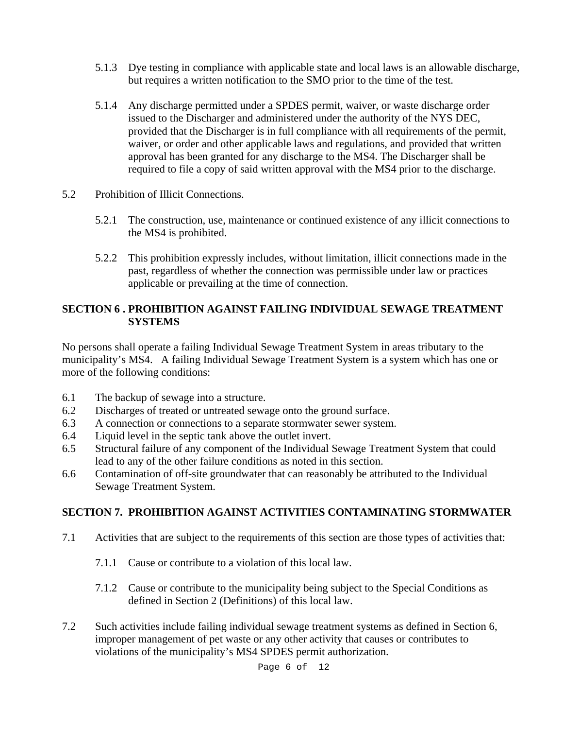5.1.3 Dye testing in compliance with applicable state and local laws is an allowable discharge, but requires a written notification to the SMO prior to the time of the test.

5.1.4 Any discharge permitted under a SPDES permit, waiver, or waste discharge order issued to the Discharger and administered under the authority of the NYS DEC, provided that the Discharger is in full compliance with all requirements of the permit, waiver, or order and other applicable laws and regulations, and provided that written approval has been granted for any discharge to the MS4. The Discharger shall be required to file a copy of said written approval with the MS4 prior to the discharge.

5.2 Prohibition of Illicit Connections.

5.2.1 The construction, use, maintenance or continued existence of any illicit connections to the MS4 is prohibited.

5.2.2 This prohibition expressly includes, without limitation, illicit connections made in the past, regardless of whether the connection was permissible under law or practices applicable or prevailing at the time of connection.

## SECTION 6 . PROHIBITION AGAINST FAILING INDIVIDUAL SEWAGE TREATMENT SYSTEMS

No persons shall operate a failing Individual Sewage Treatment System in areas tributary to the municipality's MS4. A failing Individual Sewage Treatment System is a system which has one or more of the following conditions:

6.1 The backup of sewage into a structure.
6.2 Discharges of treated or untreated sewage onto the ground surface.
6.3 A connection or connections to a separate stormwater sewer system.
6.4 Liquid level in the septic tank above the outlet invert.
6.5 Structural failure of any component of the Individual Sewage Treatment System that could lead to any of the other failure conditions as noted in this section.
6.6 Contamination of off-site groundwater that can reasonably be attributed to the Individual Sewage Treatment System.

## SECTION 7. PROHIBITION AGAINST ACTIVITIES CONTAMINATING STORMWATER

7.1 Activities that are subject to the requirements of this section are those types of activities that:

7.1.1 Cause or contribute to a violation of this local law.

7.1.2 Cause or contribute to the municipality being subject to the Special Conditions as defined in Section 2 (Definitions) of this local law.

7.2 Such activities include failing individual sewage treatment systems as defined in Section 6, improper management of pet waste or any other activity that causes or contributes to violations of the municipality's MS4 SPDES permit authorization.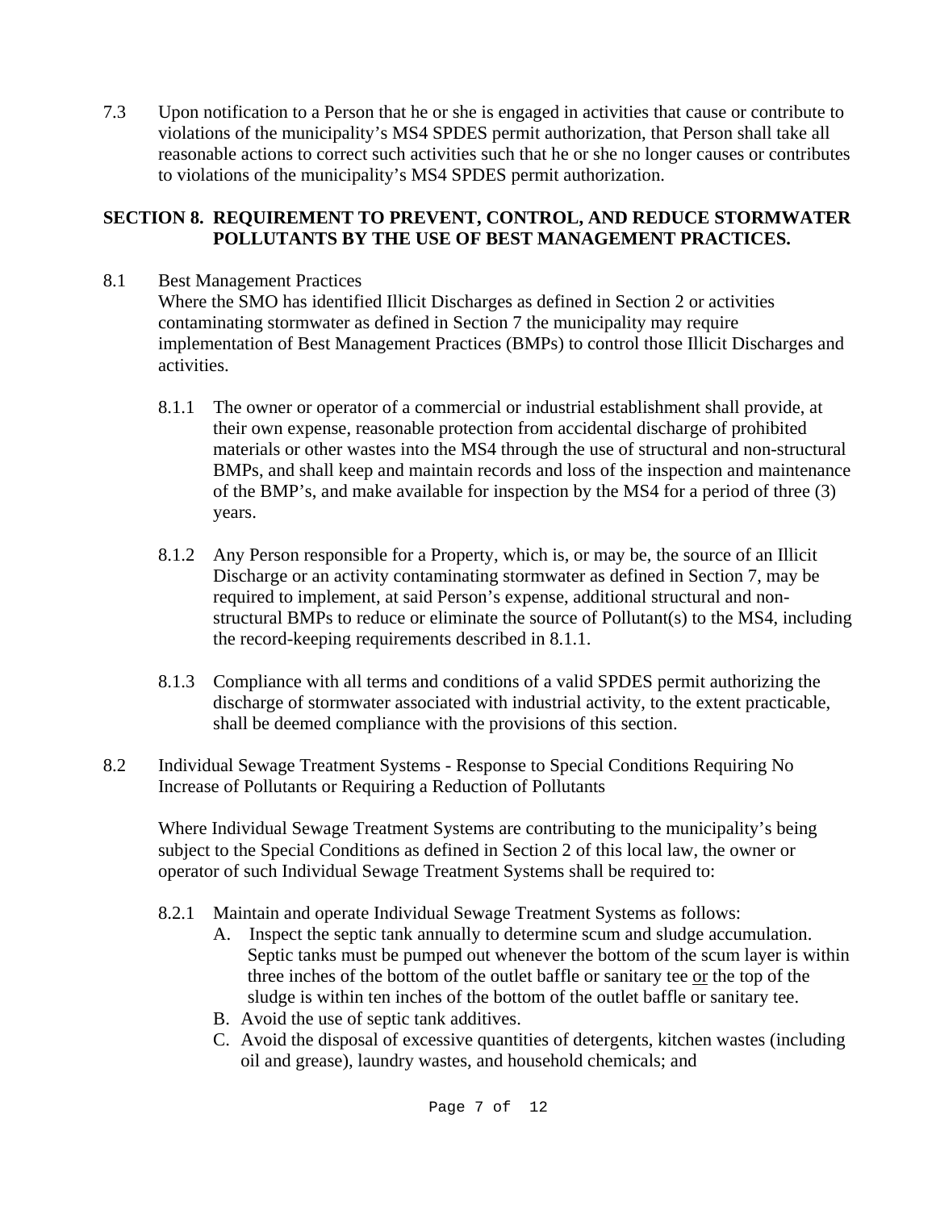7.3 Upon notification to a Person that he or she is engaged in activities that cause or contribute to violations of the municipality's MS4 SPDES permit authorization, that Person shall take all reasonable actions to correct such activities such that he or she no longer causes or contributes to violations of the municipality's MS4 SPDES permit authorization.

## SECTION 8. REQUIREMENT TO PREVENT, CONTROL, AND REDUCE STORMWATER POLLUTANTS BY THE USE OF BEST MANAGEMENT PRACTICES.

8.1 Best Management Practices
Where the SMO has identified Illicit Discharges as defined in Section 2 or activities contaminating stormwater as defined in Section 7 the municipality may require implementation of Best Management Practices (BMPs) to control those Illicit Discharges and activities.

8.1.1 The owner or operator of a commercial or industrial establishment shall provide, at their own expense, reasonable protection from accidental discharge of prohibited materials or other wastes into the MS4 through the use of structural and non-structural BMPs, and shall keep and maintain records and loss of the inspection and maintenance of the BMP's, and make available for inspection by the MS4 for a period of three (3) years.

8.1.2 Any Person responsible for a Property, which is, or may be, the source of an Illicit Discharge or an activity contaminating stormwater as defined in Section 7, may be required to implement, at said Person's expense, additional structural and non-structural BMPs to reduce or eliminate the source of Pollutant(s) to the MS4, including the record-keeping requirements described in 8.1.1.

8.1.3 Compliance with all terms and conditions of a valid SPDES permit authorizing the discharge of stormwater associated with industrial activity, to the extent practicable, shall be deemed compliance with the provisions of this section.

8.2 Individual Sewage Treatment Systems - Response to Special Conditions Requiring No Increase of Pollutants or Requiring a Reduction of Pollutants

Where Individual Sewage Treatment Systems are contributing to the municipality's being subject to the Special Conditions as defined in Section 2 of this local law, the owner or operator of such Individual Sewage Treatment Systems shall be required to:

8.2.1 Maintain and operate Individual Sewage Treatment Systems as follows:

A. Inspect the septic tank annually to determine scum and sludge accumulation. Septic tanks must be pumped out whenever the bottom of the scum layer is within three inches of the bottom of the outlet baffle or sanitary tee <u>or</u> the top of the sludge is within ten inches of the bottom of the outlet baffle or sanitary tee.

B. Avoid the use of septic tank additives.

C. Avoid the disposal of excessive quantities of detergents, kitchen wastes (including oil and grease), laundry wastes, and household chemicals; and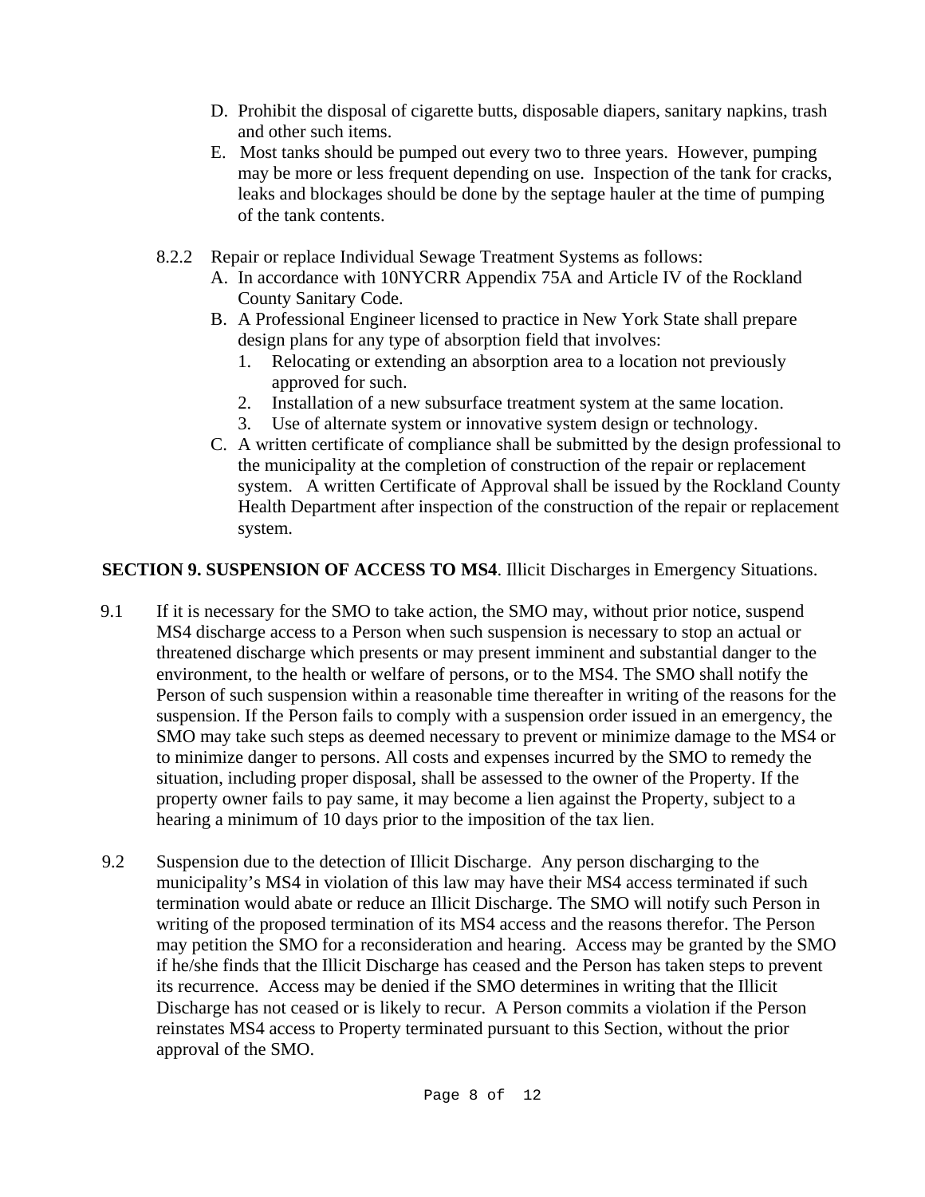D. Prohibit the disposal of cigarette butts, disposable diapers, sanitary napkins, trash and other such items.
E. Most tanks should be pumped out every two to three years. However, pumping may be more or less frequent depending on use. Inspection of the tank for cracks, leaks and blockages should be done by the septage hauler at the time of pumping of the tank contents.

8.2.2 Repair or replace Individual Sewage Treatment Systems as follows:

A. In accordance with 10NYCRR Appendix 75A and Article IV of the Rockland County Sanitary Code.
B. A Professional Engineer licensed to practice in New York State shall prepare design plans for any type of absorption field that involves:
   1. Relocating or extending an absorption area to a location not previously approved for such.
   2. Installation of a new subsurface treatment system at the same location.
   3. Use of alternate system or innovative system design or technology.
C. A written certificate of compliance shall be submitted by the design professional to the municipality at the completion of construction of the repair or replacement system. A written Certificate of Approval shall be issued by the Rockland County Health Department after inspection of the construction of the repair or replacement system.

**SECTION 9. SUSPENSION OF ACCESS TO MS4**. Illicit Discharges in Emergency Situations.

9.1 If it is necessary for the SMO to take action, the SMO may, without prior notice, suspend MS4 discharge access to a Person when such suspension is necessary to stop an actual or threatened discharge which presents or may present imminent and substantial danger to the environment, to the health or welfare of persons, or to the MS4. The SMO shall notify the Person of such suspension within a reasonable time thereafter in writing of the reasons for the suspension. If the Person fails to comply with a suspension order issued in an emergency, the SMO may take such steps as deemed necessary to prevent or minimize damage to the MS4 or to minimize danger to persons. All costs and expenses incurred by the SMO to remedy the situation, including proper disposal, shall be assessed to the owner of the Property. If the property owner fails to pay same, it may become a lien against the Property, subject to a hearing a minimum of 10 days prior to the imposition of the tax lien.

9.2 Suspension due to the detection of Illicit Discharge. Any person discharging to the municipality's MS4 in violation of this law may have their MS4 access terminated if such termination would abate or reduce an Illicit Discharge. The SMO will notify such Person in writing of the proposed termination of its MS4 access and the reasons therefor. The Person may petition the SMO for a reconsideration and hearing. Access may be granted by the SMO if he/she finds that the Illicit Discharge has ceased and the Person has taken steps to prevent its recurrence. Access may be denied if the SMO determines in writing that the Illicit Discharge has not ceased or is likely to recur. A Person commits a violation if the Person reinstates MS4 access to Property terminated pursuant to this Section, without the prior approval of the SMO.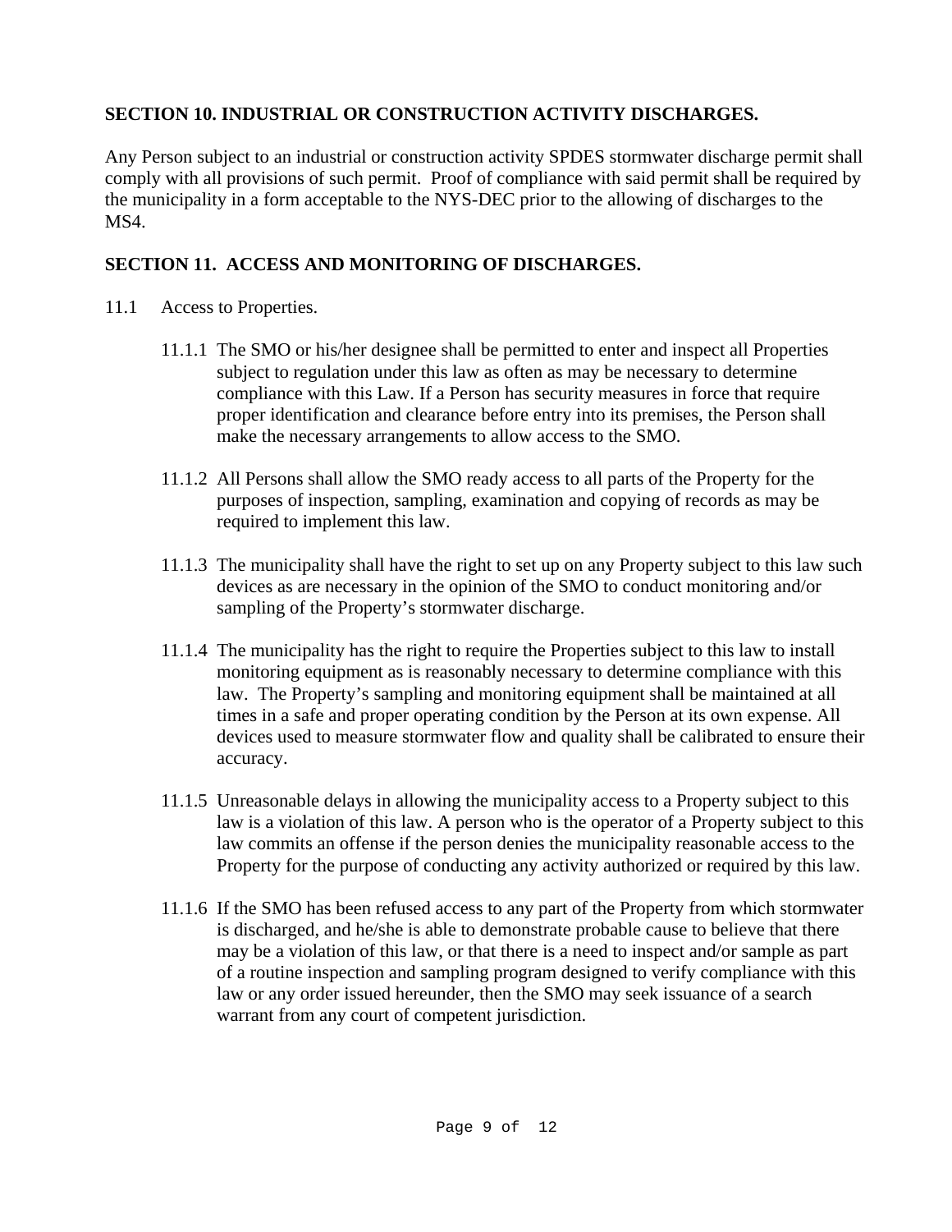**SECTION 10. INDUSTRIAL OR CONSTRUCTION ACTIVITY DISCHARGES.**

Any Person subject to an industrial or construction activity SPDES stormwater discharge permit shall comply with all provisions of such permit. Proof of compliance with said permit shall be required by the municipality in a form acceptable to the NYS-DEC prior to the allowing of discharges to the MS4.

**SECTION 11. ACCESS AND MONITORING OF DISCHARGES.**

11.1 Access to Properties.

11.1.1 The SMO or his/her designee shall be permitted to enter and inspect all Properties subject to regulation under this law as often as may be necessary to determine compliance with this Law. If a Person has security measures in force that require proper identification and clearance before entry into its premises, the Person shall make the necessary arrangements to allow access to the SMO.

11.1.2 All Persons shall allow the SMO ready access to all parts of the Property for the purposes of inspection, sampling, examination and copying of records as may be required to implement this law.

11.1.3 The municipality shall have the right to set up on any Property subject to this law such devices as are necessary in the opinion of the SMO to conduct monitoring and/or sampling of the Property's stormwater discharge.

11.1.4 The municipality has the right to require the Properties subject to this law to install monitoring equipment as is reasonably necessary to determine compliance with this law. The Property's sampling and monitoring equipment shall be maintained at all times in a safe and proper operating condition by the Person at its own expense. All devices used to measure stormwater flow and quality shall be calibrated to ensure their accuracy.

11.1.5 Unreasonable delays in allowing the municipality access to a Property subject to this law is a violation of this law. A person who is the operator of a Property subject to this law commits an offense if the person denies the municipality reasonable access to the Property for the purpose of conducting any activity authorized or required by this law.

11.1.6 If the SMO has been refused access to any part of the Property from which stormwater is discharged, and he/she is able to demonstrate probable cause to believe that there may be a violation of this law, or that there is a need to inspect and/or sample as part of a routine inspection and sampling program designed to verify compliance with this law or any order issued hereunder, then the SMO may seek issuance of a search warrant from any court of competent jurisdiction.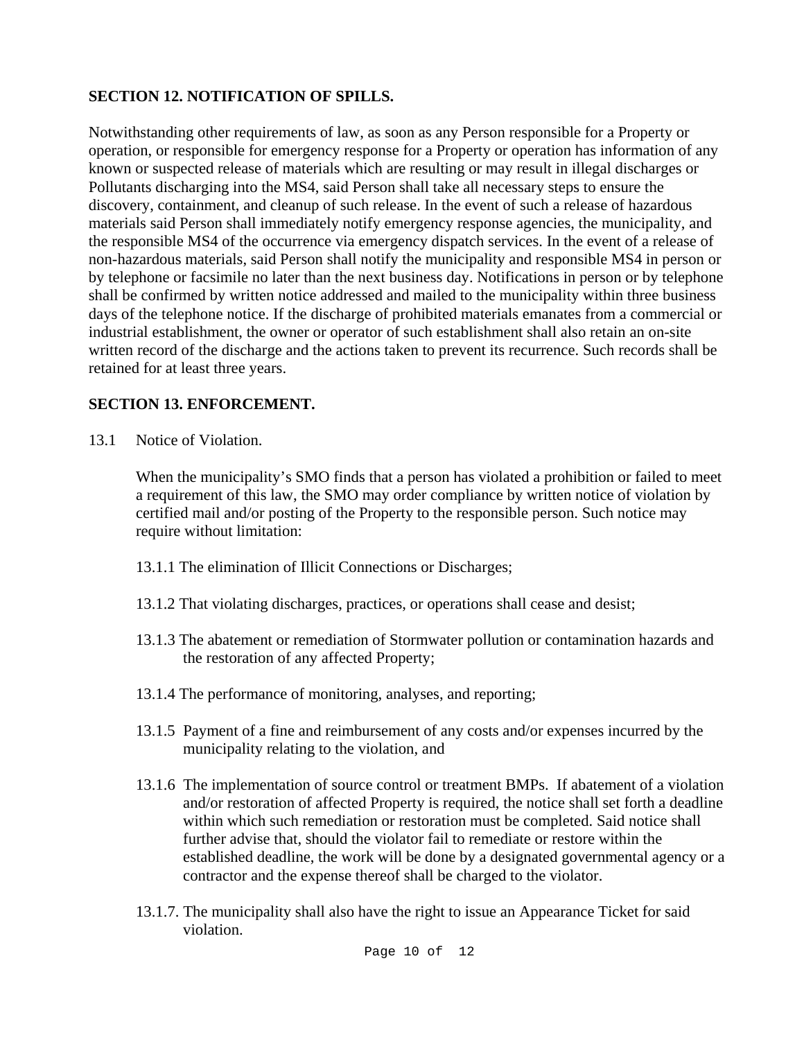**SECTION 12. NOTIFICATION OF SPILLS.**

Notwithstanding other requirements of law, as soon as any Person responsible for a Property or operation, or responsible for emergency response for a Property or operation has information of any known or suspected release of materials which are resulting or may result in illegal discharges or Pollutants discharging into the MS4, said Person shall take all necessary steps to ensure the discovery, containment, and cleanup of such release. In the event of such a release of hazardous materials said Person shall immediately notify emergency response agencies, the municipality, and the responsible MS4 of the occurrence via emergency dispatch services. In the event of a release of non-hazardous materials, said Person shall notify the municipality and responsible MS4 in person or by telephone or facsimile no later than the next business day. Notifications in person or by telephone shall be confirmed by written notice addressed and mailed to the municipality within three business days of the telephone notice. If the discharge of prohibited materials emanates from a commercial or industrial establishment, the owner or operator of such establishment shall also retain an on-site written record of the discharge and the actions taken to prevent its recurrence. Such records shall be retained for at least three years.

**SECTION 13. ENFORCEMENT.**

13.1 Notice of Violation.

When the municipality's SMO finds that a person has violated a prohibition or failed to meet a requirement of this law, the SMO may order compliance by written notice of violation by certified mail and/or posting of the Property to the responsible person. Such notice may require without limitation:

13.1.1 The elimination of Illicit Connections or Discharges;

13.1.2 That violating discharges, practices, or operations shall cease and desist;

13.1.3 The abatement or remediation of Stormwater pollution or contamination hazards and the restoration of any affected Property;

13.1.4 The performance of monitoring, analyses, and reporting;

13.1.5 Payment of a fine and reimbursement of any costs and/or expenses incurred by the municipality relating to the violation, and

13.1.6 The implementation of source control or treatment BMPs. If abatement of a violation and/or restoration of affected Property is required, the notice shall set forth a deadline within which such remediation or restoration must be completed. Said notice shall further advise that, should the violator fail to remediate or restore within the established deadline, the work will be done by a designated governmental agency or a contractor and the expense thereof shall be charged to the violator.

13.1.7. The municipality shall also have the right to issue an Appearance Ticket for said violation.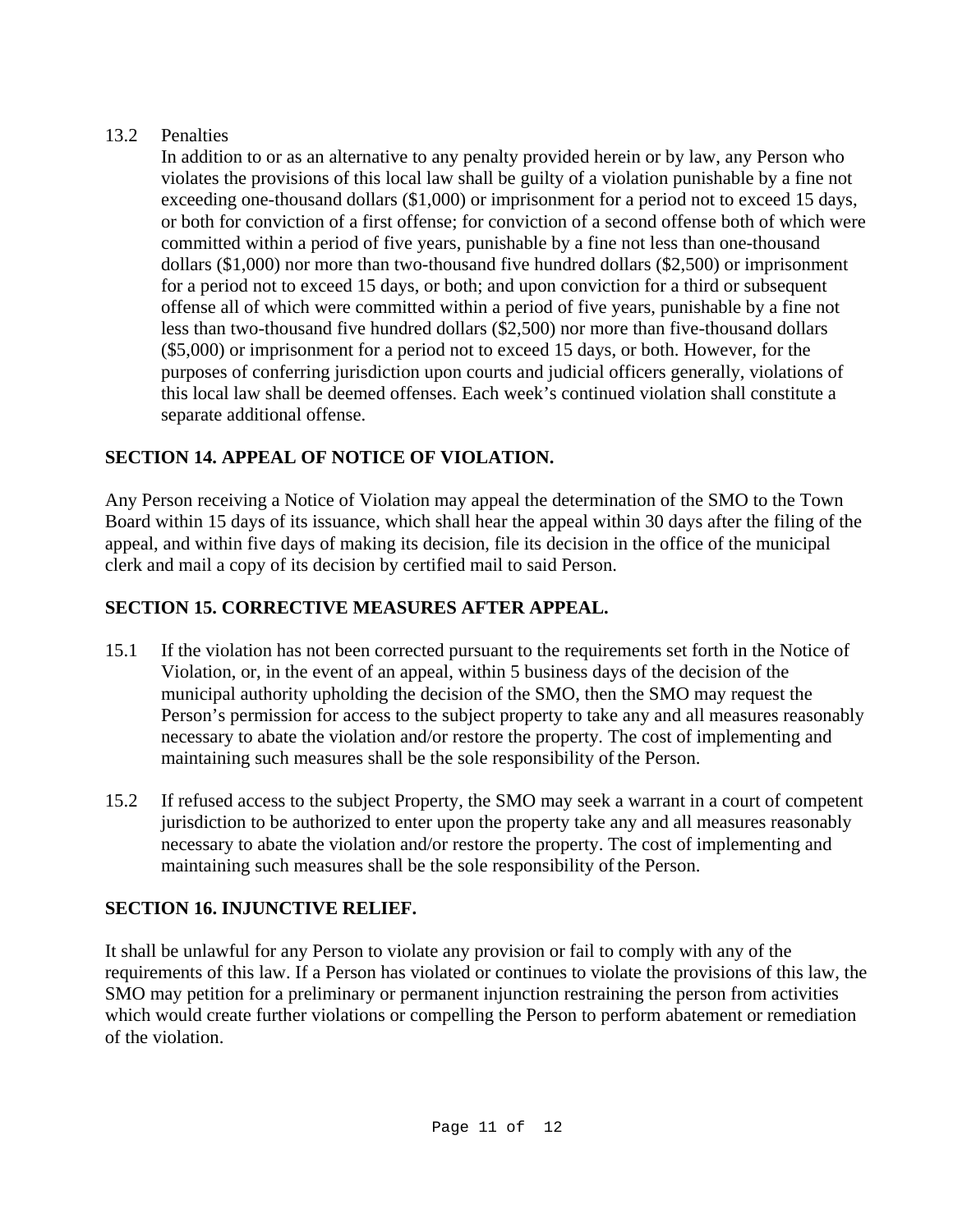13.2 Penalties

In addition to or as an alternative to any penalty provided herein or by law, any Person who violates the provisions of this local law shall be guilty of a violation punishable by a fine not exceeding one-thousand dollars ($1,000) or imprisonment for a period not to exceed 15 days, or both for conviction of a first offense; for conviction of a second offense both of which were committed within a period of five years, punishable by a fine not less than one-thousand dollars ($1,000) nor more than two-thousand five hundred dollars ($2,500) or imprisonment for a period not to exceed 15 days, or both; and upon conviction for a third or subsequent offense all of which were committed within a period of five years, punishable by a fine not less than two-thousand five hundred dollars ($2,500) nor more than five-thousand dollars ($5,000) or imprisonment for a period not to exceed 15 days, or both. However, for the purposes of conferring jurisdiction upon courts and judicial officers generally, violations of this local law shall be deemed offenses. Each week's continued violation shall constitute a separate additional offense.

## SECTION 14. APPEAL OF NOTICE OF VIOLATION.

Any Person receiving a Notice of Violation may appeal the determination of the SMO to the Town Board within 15 days of its issuance, which shall hear the appeal within 30 days after the filing of the appeal, and within five days of making its decision, file its decision in the office of the municipal clerk and mail a copy of its decision by certified mail to said Person.

## SECTION 15. CORRECTIVE MEASURES AFTER APPEAL.

15.1 If the violation has not been corrected pursuant to the requirements set forth in the Notice of Violation, or, in the event of an appeal, within 5 business days of the decision of the municipal authority upholding the decision of the SMO, then the SMO may request the Person's permission for access to the subject property to take any and all measures reasonably necessary to abate the violation and/or restore the property. The cost of implementing and maintaining such measures shall be the sole responsibility of the Person.

15.2 If refused access to the subject Property, the SMO may seek a warrant in a court of competent jurisdiction to be authorized to enter upon the property take any and all measures reasonably necessary to abate the violation and/or restore the property. The cost of implementing and maintaining such measures shall be the sole responsibility of the Person.

## SECTION 16. INJUNCTIVE RELIEF.

It shall be unlawful for any Person to violate any provision or fail to comply with any of the requirements of this law. If a Person has violated or continues to violate the provisions of this law, the SMO may petition for a preliminary or permanent injunction restraining the person from activities which would create further violations or compelling the Person to perform abatement or remediation of the violation.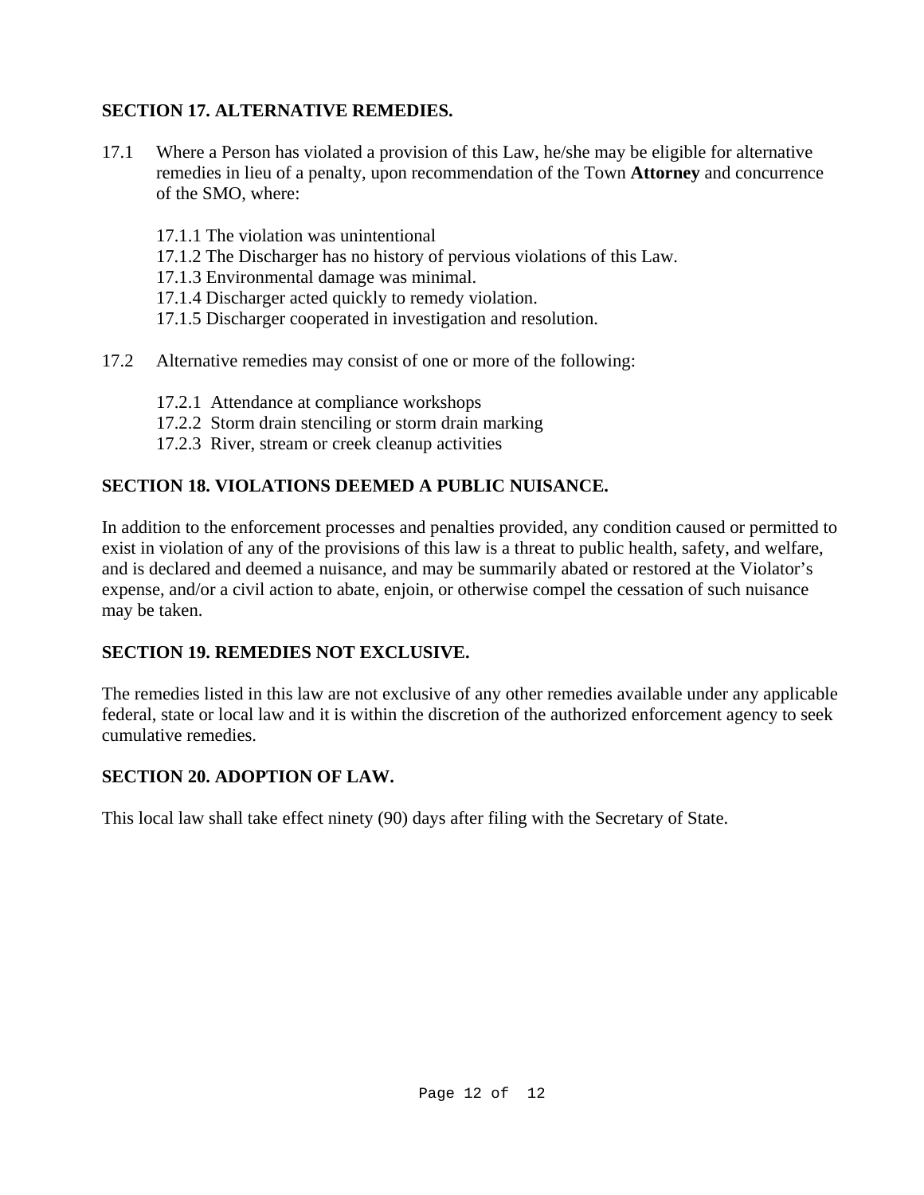**SECTION 17. ALTERNATIVE REMEDIES.**

17.1 Where a Person has violated a provision of this Law, he/she may be eligible for alternative remedies in lieu of a penalty, upon recommendation of the Town **Attorney** and concurrence of the SMO, where:

17.1.1 The violation was unintentional
17.1.2 The Discharger has no history of pervious violations of this Law.
17.1.3 Environmental damage was minimal.
17.1.4 Discharger acted quickly to remedy violation.
17.1.5 Discharger cooperated in investigation and resolution.

17.2 Alternative remedies may consist of one or more of the following:

17.2.1 Attendance at compliance workshops
17.2.2 Storm drain stenciling or storm drain marking
17.2.3 River, stream or creek cleanup activities

**SECTION 18. VIOLATIONS DEEMED A PUBLIC NUISANCE.**

In addition to the enforcement processes and penalties provided, any condition caused or permitted to exist in violation of any of the provisions of this law is a threat to public health, safety, and welfare, and is declared and deemed a nuisance, and may be summarily abated or restored at the Violator's expense, and/or a civil action to abate, enjoin, or otherwise compel the cessation of such nuisance may be taken.

**SECTION 19. REMEDIES NOT EXCLUSIVE.**

The remedies listed in this law are not exclusive of any other remedies available under any applicable federal, state or local law and it is within the discretion of the authorized enforcement agency to seek cumulative remedies.

**SECTION 20. ADOPTION OF LAW.**

This local law shall take effect ninety (90) days after filing with the Secretary of State.